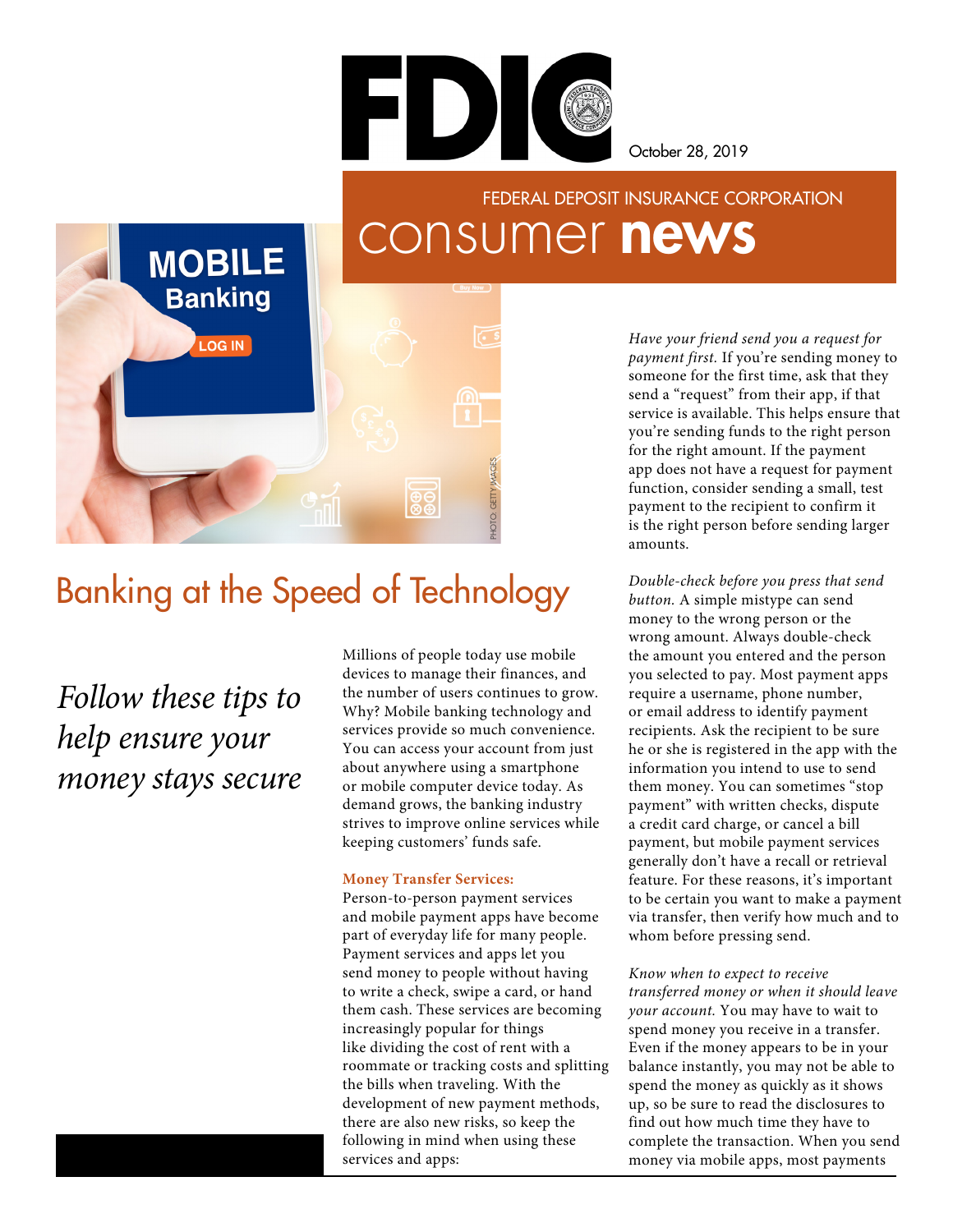October 28, 2019

FEDERAL DEPOSIT INSURANCE CORPORATION

# consumer **news**

# Banking at the Speed of Technology

*Follow these tips to help ensure your money stays secure*

Millions of people today use mobile devices to manage their finances, and the number of users continues to grow. Why? Mobile banking technology and services provide so much convenience. You can access your account from just about anywhere using a smartphone or mobile computer device today. As demand grows, the banking industry strives to improve online services while keeping customers' funds safe.

**Money Transfer Services:**
Person-to-person payment services and mobile payment apps have become part of everyday life for many people. Payment services and apps let you send money to people without having to write a check, swipe a card, or hand them cash. These services are becoming increasingly popular for things like dividing the cost of rent with a roommate or tracking costs and splitting the bills when traveling. With the development of new payment methods, there are also new risks, so keep the following in mind when using these services and apps:

*Have your friend send you a request for payment first.* If you're sending money to someone for the first time, ask that they send a "request" from their app, if that service is available. This helps ensure that you're sending funds to the right person for the right amount. If the payment app does not have a request for payment function, consider sending a small, test payment to the recipient to confirm it is the right person before sending larger amounts.

*Double-check before you press that send button.* A simple mistype can send money to the wrong person or the wrong amount. Always double-check the amount you entered and the person you selected to pay. Most payment apps require a username, phone number, or email address to identify payment recipients. Ask the recipient to be sure he or she is registered in the app with the information you intend to use to send them money. You can sometimes "stop payment" with written checks, dispute a credit card charge, or cancel a bill payment, but mobile payment services generally don't have a recall or retrieval feature. For these reasons, it's important to be certain you want to make a payment via transfer, then verify how much and to whom before pressing send.

*Know when to expect to receive transferred money or when it should leave your account.* You may have to wait to spend money you receive in a transfer. Even if the money appears to be in your balance instantly, you may not be able to spend the money as quickly as it shows up, so be sure to read the disclosures to find out how much time they have to complete the transaction. When you send money via mobile apps, most payments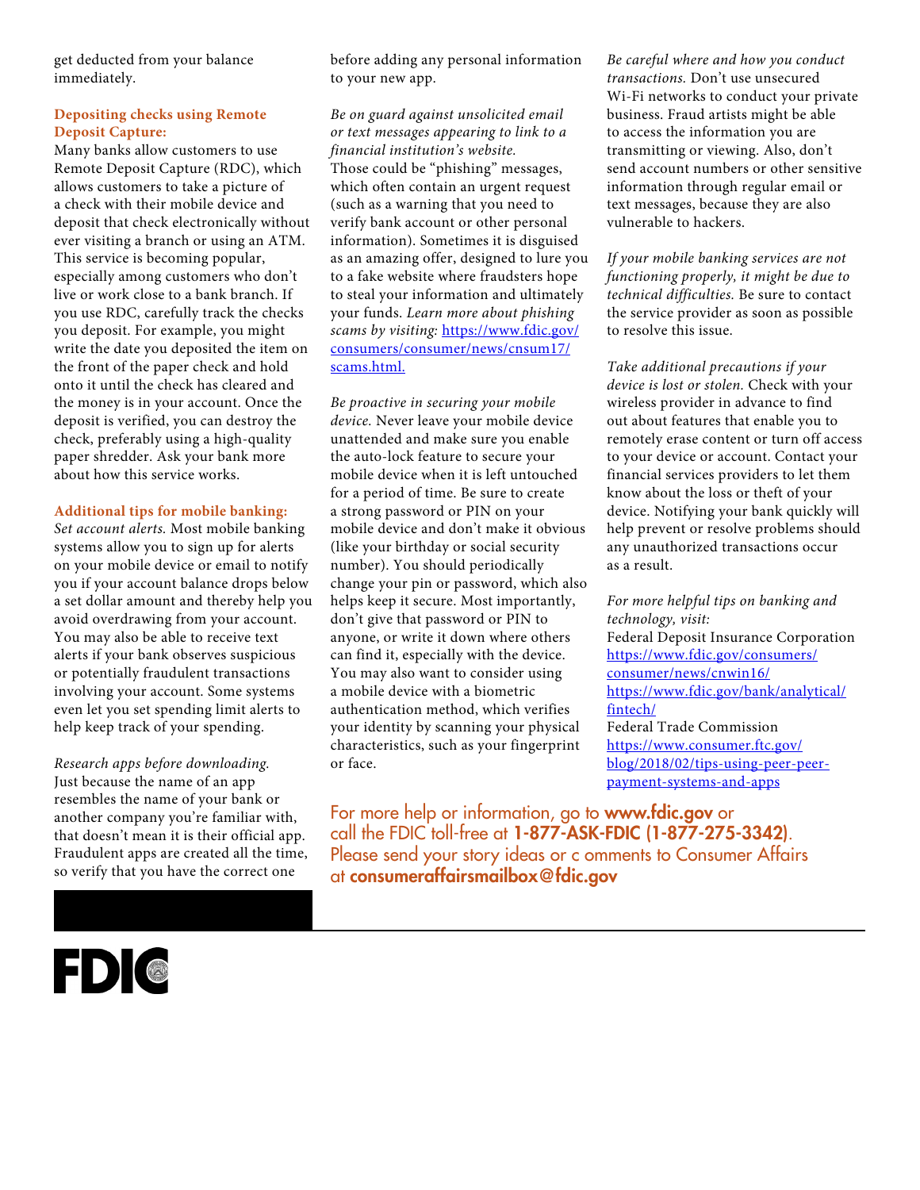get deducted from your balance immediately.

### Depositing checks using Remote Deposit Capture:

Many banks allow customers to use Remote Deposit Capture (RDC), which allows customers to take a picture of a check with their mobile device and deposit that check electronically without ever visiting a branch or using an ATM. This service is becoming popular, especially among customers who don't live or work close to a bank branch. If you use RDC, carefully track the checks you deposit. For example, you might write the date you deposited the item on the front of the paper check and hold onto it until the check has cleared and the money is in your account. Once the deposit is verified, you can destroy the check, preferably using a high-quality paper shredder. Ask your bank more about how this service works.

### Additional tips for mobile banking:

*Set account alerts.* Most mobile banking systems allow you to sign up for alerts on your mobile device or email to notify you if your account balance drops below a set dollar amount and thereby help you avoid overdrawing from your account. You may also be able to receive text alerts if your bank observes suspicious or potentially fraudulent transactions involving your account. Some systems even let you set spending limit alerts to help keep track of your spending.

*Research apps before downloading.* Just because the name of an app resembles the name of your bank or another company you're familiar with, that doesn't mean it is their official app. Fraudulent apps are created all the time, so verify that you have the correct one before adding any personal information to your new app.

*Be on guard against unsolicited email or text messages appearing to link to a financial institution's website.* Those could be "phishing" messages, which often contain an urgent request (such as a warning that you need to verify bank account or other personal information). Sometimes it is disguised as an amazing offer, designed to lure you to a fake website where fraudsters hope to steal your information and ultimately your funds. *Learn more about phishing scams by visiting:* https://www.fdic.gov/consumers/consumer/news/cnsum17/scams.html.

*Be proactive in securing your mobile device.* Never leave your mobile device unattended and make sure you enable the auto-lock feature to secure your mobile device when it is left untouched for a period of time. Be sure to create a strong password or PIN on your mobile device and don't make it obvious (like your birthday or social security number). You should periodically change your pin or password, which also helps keep it secure. Most importantly, don't give that password or PIN to anyone, or write it down where others can find it, especially with the device. You may also want to consider using a mobile device with a biometric authentication method, which verifies your identity by scanning your physical characteristics, such as your fingerprint or face.

*Be careful where and how you conduct transactions.* Don't use unsecured Wi-Fi networks to conduct your private business. Fraud artists might be able to access the information you are transmitting or viewing. Also, don't send account numbers or other sensitive information through regular email or text messages, because they are also vulnerable to hackers.

*If your mobile banking services are not functioning properly, it might be due to technical difficulties.* Be sure to contact the service provider as soon as possible to resolve this issue.

*Take additional precautions if your device is lost or stolen.* Check with your wireless provider in advance to find out about features that enable you to remotely erase content or turn off access to your device or account. Contact your financial services providers to let them know about the loss or theft of your device. Notifying your bank quickly will help prevent or resolve problems should any unauthorized transactions occur as a result.

*For more helpful tips on banking and technology, visit:*

Federal Deposit Insurance Corporation
https://www.fdic.gov/consumers/consumer/news/cnwin16/
https://www.fdic.gov/bank/analytical/fintech/

Federal Trade Commission
https://www.consumer.ftc.gov/blog/2018/02/tips-using-peer-peer-payment-systems-and-apps

For more help or information, go to **www.fdic.gov** or call the FDIC toll-free at **1-877-ASK-FDIC (1-877-275-3342)**. Please send your story ideas or c omments to Consumer Affairs at **consumeraffairsmailbox@fdic.gov**

FDIC